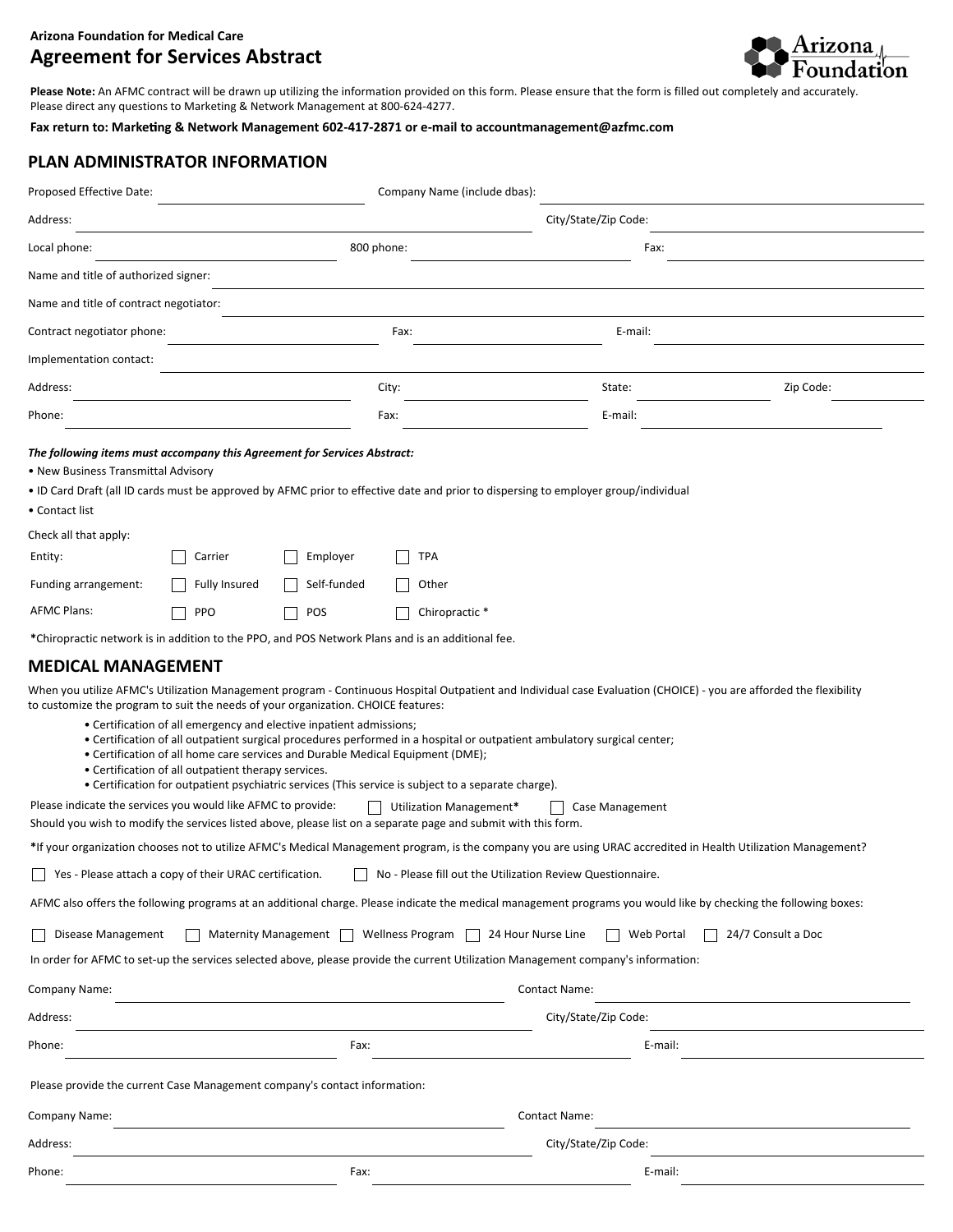Arizona Foundation for Medical Care

# Agreement for Services Abstract

**Please Note:** An AFMC contract will be drawn up utilizing the information provided on this form. Please ensure that the form is filled out completely and accurately. Please direct any questions to Marketing & Network Management at 800-624-4277.

**Fax return to: Marketing & Network Management 602-417-2871 or e-mail to accountmanagement@azfmc.com**

## PLAN ADMINISTRATOR INFORMATION

Proposed Effective Date: ______________________ Company Name (include dbas): ______________________

Address: ______________________ City/State/Zip Code: ______________________

Local phone: ______________________ 800 phone: ______________________ Fax: ______________________

Name and title of authorized signer: ______________________

Name and title of contract negotiator: ______________________

Contract negotiator phone: ______________________ Fax: ______________________ E-mail: ______________________

Implementation contact: ______________________

Address: ______________________ City: ______________________ State: ______________________ Zip Code: ______________________

Phone: ______________________ Fax: ______________________ E-mail: ______________________

***The following items must accompany this Agreement for Services Abstract:***

- New Business Transmittal Advisory
- ID Card Draft (all ID cards must be approved by AFMC prior to effective date and prior to dispersing to employer group/individual
- Contact list

Check all that apply:

Entity: ☐ Carrier ☐ Employer ☐ TPA

Funding arrangement: ☐ Fully Insured ☐ Self-funded ☐ Other

AFMC Plans: ☐ PPO ☐ POS ☐ Chiropractic *

***Chiropractic network is in addition to the PPO, and POS Network Plans and is an additional fee.**

## MEDICAL MANAGEMENT

When you utilize AFMC's Utilization Management program - Continuous Hospital Outpatient and Individual case Evaluation (CHOICE) - you are afforded the flexibility to customize the program to suit the needs of your organization. CHOICE features:

- Certification of all emergency and elective inpatient admissions;
- Certification of all outpatient surgical procedures performed in a hospital or outpatient ambulatory surgical center;
- Certification of all home care services and Durable Medical Equipment (DME);
- Certification of all outpatient therapy services.
- Certification for outpatient psychiatric services (This service is subject to a separate charge).

Please indicate the services you would like AFMC to provide: ☐ Utilization Management* ☐ Case Management

Should you wish to modify the services listed above, please list on a separate page and submit with this form.

***If your organization chooses not to utilize AFMC's Medical Management program, is the company you are using URAC accredited in Health Utilization Management?**

☐ Yes - Please attach a copy of their URAC certification. ☐ No - Please fill out the Utilization Review Questionnaire.

AFMC also offers the following programs at an additional charge. Please indicate the medical management programs you would like by checking the following boxes:

☐ Disease Management ☐ Maternity Management ☐ Wellness Program ☐ 24 Hour Nurse Line ☐ Web Portal ☐ 24/7 Consult a Doc

In order for AFMC to set-up the services selected above, please provide the current Utilization Management company's information:

Company Name: ______________________ Contact Name: ______________________

Address: ______________________ City/State/Zip Code: ______________________

Phone: ______________________ Fax: ______________________ E-mail: ______________________

Please provide the current Case Management company's contact information:

Company Name: ______________________ Contact Name: ______________________

Address: ______________________ City/State/Zip Code: ______________________

Phone: ______________________ Fax: ______________________ E-mail: ______________________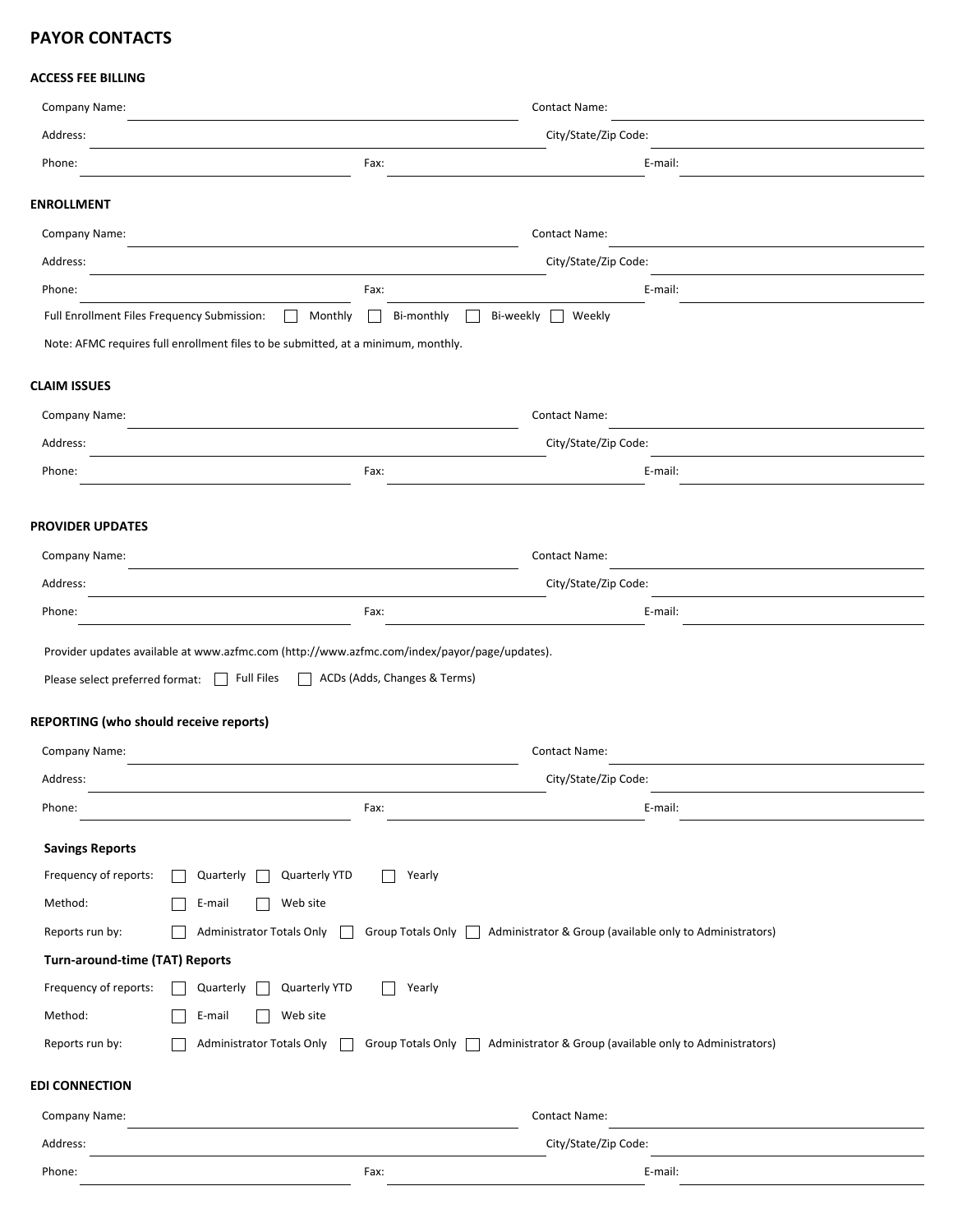# PAYOR CONTACTS

## ACCESS FEE BILLING

Company Name: ______________________ Contact Name: ______________________

Address: ______________________ City/State/Zip Code: ______________________

Phone: ______________ Fax: ______________ E-mail: ______________

## ENROLLMENT

Company Name: ______________________ Contact Name: ______________________

Address: ______________________ City/State/Zip Code: ______________________

Phone: ______________ Fax: ______________ E-mail: ______________

Full Enrollment Files Frequency Submission: ☐ Monthly ☐ Bi-monthly ☐ Bi-weekly ☐ Weekly

Note: AFMC requires full enrollment files to be submitted, at a minimum, monthly.

## CLAIM ISSUES

Company Name: ______________________ Contact Name: ______________________

Address: ______________________ City/State/Zip Code: ______________________

Phone: ______________ Fax: ______________ E-mail: ______________

## PROVIDER UPDATES

Company Name: ______________________ Contact Name: ______________________

Address: ______________________ City/State/Zip Code: ______________________

Phone: ______________ Fax: ______________ E-mail: ______________

Provider updates available at www.azfmc.com (http://www.azfmc.com/index/payor/page/updates).

Please select preferred format: ☐ Full Files ☐ ACDs (Adds, Changes & Terms)

## REPORTING (who should receive reports)

Company Name: ______________________ Contact Name: ______________________

Address: ______________________ City/State/Zip Code: ______________________

Phone: ______________ Fax: ______________ E-mail: ______________

### Savings Reports

Frequency of reports: ☐ Quarterly ☐ Quarterly YTD ☐ Yearly

Method: ☐ E-mail ☐ Web site

Reports run by: ☐ Administrator Totals Only ☐ Group Totals Only ☐ Administrator & Group (available only to Administrators)

### Turn-around-time (TAT) Reports

Frequency of reports: ☐ Quarterly ☐ Quarterly YTD ☐ Yearly

Method: ☐ E-mail ☐ Web site

Reports run by: ☐ Administrator Totals Only ☐ Group Totals Only ☐ Administrator & Group (available only to Administrators)

## EDI CONNECTION

Company Name: ______________________ Contact Name: ______________________

Address: ______________________ City/State/Zip Code: ______________________

Phone: ______________ Fax: ______________ E-mail: ______________